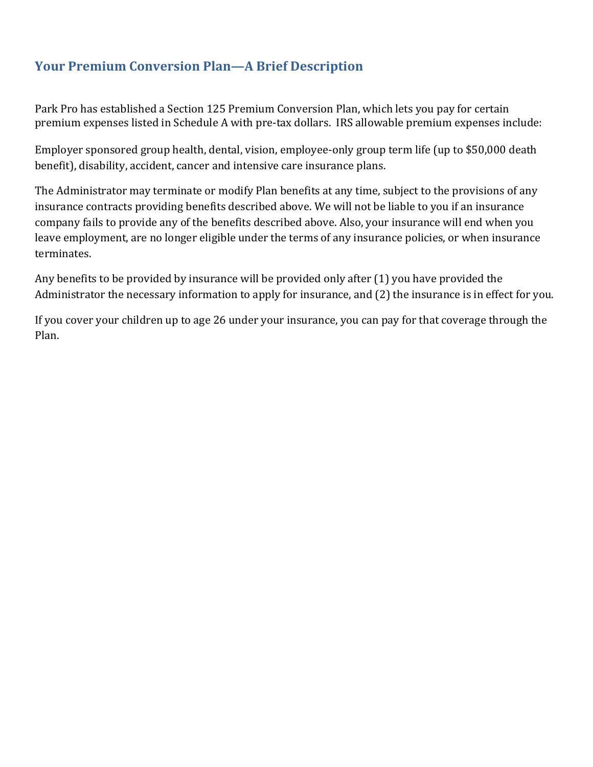## Your Premium Conversion Plan—A Brief Description

Park Pro has established a Section 125 Premium Conversion Plan, which lets you pay for certain premium expenses listed in Schedule A with pre-tax dollars. IRS allowable premium expenses include:

Employer sponsored group health, dental, vision, employee-only group term life (up to $50,000 death benefit), disability, accident, cancer and intensive care insurance plans.

The Administrator may terminate or modify Plan benefits at any time, subject to the provisions of any insurance contracts providing benefits described above. We will not be liable to you if an insurance company fails to provide any of the benefits described above. Also, your insurance will end when you leave employment, are no longer eligible under the terms of any insurance policies, or when insurance terminates.

Any benefits to be provided by insurance will be provided only after (1) you have provided the Administrator the necessary information to apply for insurance, and (2) the insurance is in effect for you.

If you cover your children up to age 26 under your insurance, you can pay for that coverage through the Plan.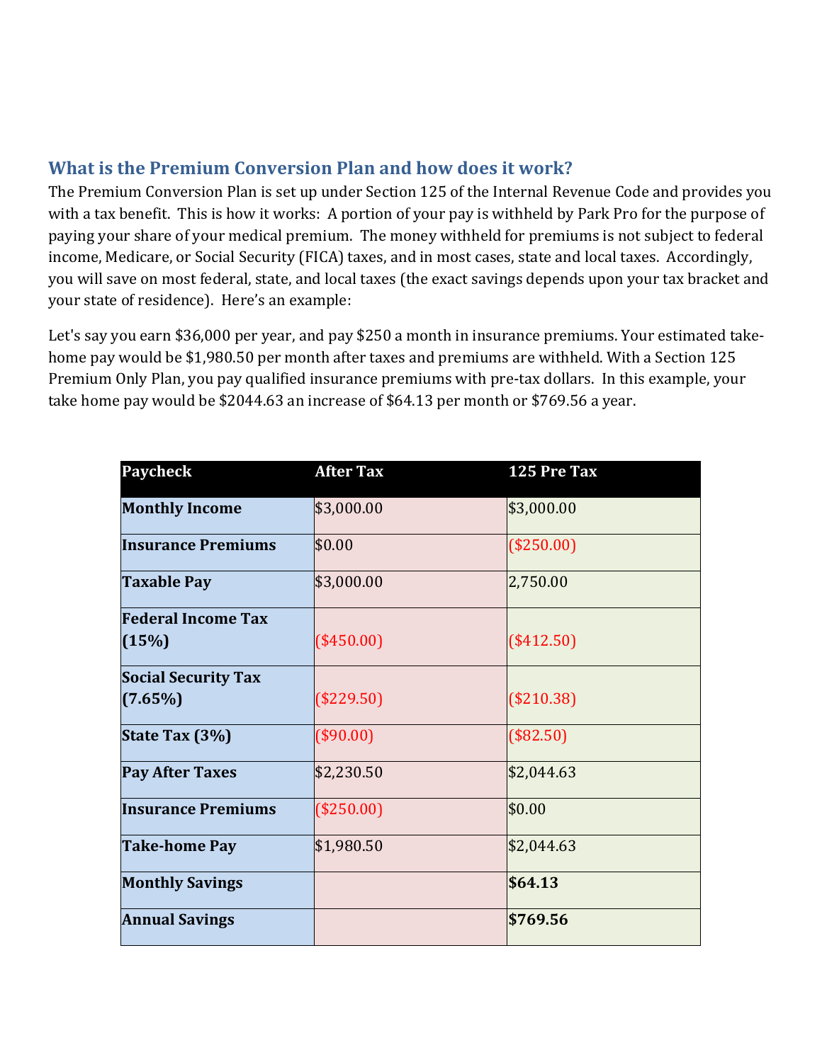## What is the Premium Conversion Plan and how does it work?

The Premium Conversion Plan is set up under Section 125 of the Internal Revenue Code and provides you with a tax benefit. This is how it works: A portion of your pay is withheld by Park Pro for the purpose of paying your share of your medical premium. The money withheld for premiums is not subject to federal income, Medicare, or Social Security (FICA) taxes, and in most cases, state and local taxes. Accordingly, you will save on most federal, state, and local taxes (the exact savings depends upon your tax bracket and your state of residence). Here's an example:

Let's say you earn $36,000 per year, and pay $250 a month in insurance premiums. Your estimated take-home pay would be $1,980.50 per month after taxes and premiums are withheld. With a Section 125 Premium Only Plan, you pay qualified insurance premiums with pre-tax dollars. In this example, your take home pay would be $2044.63 an increase of $64.13 per month or $769.56 a year.

| Paycheck | After Tax | 125 Pre Tax |
|---|---|---|
| **Monthly Income** | $3,000.00 | $3,000.00 |
| **Insurance Premiums** | $0.00 | ($250.00) |
| **Taxable Pay** | $3,000.00 | 2,750.00 |
| **Federal Income Tax (15%)** | ($450.00) | ($412.50) |
| **Social Security Tax (7.65%)** | ($229.50) | ($210.38) |
| **State Tax (3%)** | ($90.00) | ($82.50) |
| **Pay After Taxes** | $2,230.50 | $2,044.63 |
| **Insurance Premiums** | ($250.00) | $0.00 |
| **Take-home Pay** | $1,980.50 | $2,044.63 |
| **Monthly Savings** | | **$64.13** |
| **Annual Savings** | | **$769.56** |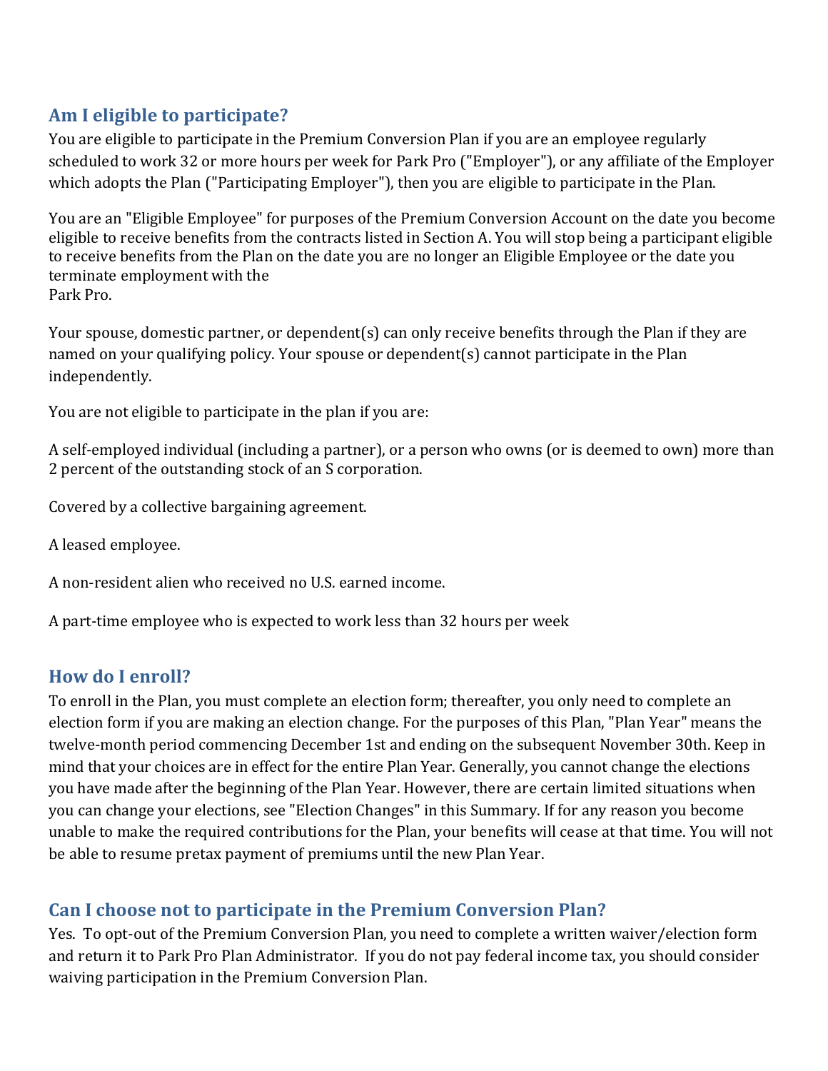## Am I eligible to participate?

You are eligible to participate in the Premium Conversion Plan if you are an employee regularly scheduled to work 32 or more hours per week for Park Pro ("Employer"), or any affiliate of the Employer which adopts the Plan ("Participating Employer"), then you are eligible to participate in the Plan.

You are an "Eligible Employee" for purposes of the Premium Conversion Account on the date you become eligible to receive benefits from the contracts listed in Section A. You will stop being a participant eligible to receive benefits from the Plan on the date you are no longer an Eligible Employee or the date you terminate employment with the Park Pro.

Your spouse, domestic partner, or dependent(s) can only receive benefits through the Plan if they are named on your qualifying policy. Your spouse or dependent(s) cannot participate in the Plan independently.

You are not eligible to participate in the plan if you are:

A self-employed individual (including a partner), or a person who owns (or is deemed to own) more than 2 percent of the outstanding stock of an S corporation.

Covered by a collective bargaining agreement.

A leased employee.

A non-resident alien who received no U.S. earned income.

A part-time employee who is expected to work less than 32 hours per week

## How do I enroll?

To enroll in the Plan, you must complete an election form; thereafter, you only need to complete an election form if you are making an election change. For the purposes of this Plan, "Plan Year" means the twelve-month period commencing December 1st and ending on the subsequent November 30th. Keep in mind that your choices are in effect for the entire Plan Year. Generally, you cannot change the elections you have made after the beginning of the Plan Year. However, there are certain limited situations when you can change your elections, see "Election Changes" in this Summary. If for any reason you become unable to make the required contributions for the Plan, your benefits will cease at that time. You will not be able to resume pretax payment of premiums until the new Plan Year.

## Can I choose not to participate in the Premium Conversion Plan?

Yes. To opt-out of the Premium Conversion Plan, you need to complete a written waiver/election form and return it to Park Pro Plan Administrator. If you do not pay federal income tax, you should consider waiving participation in the Premium Conversion Plan.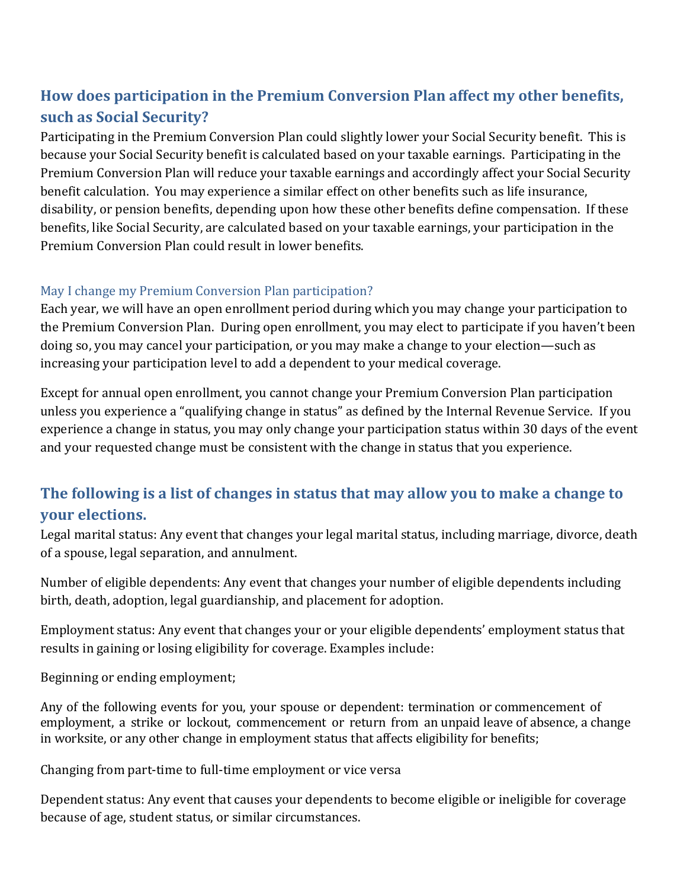## How does participation in the Premium Conversion Plan affect my other benefits, such as Social Security?

Participating in the Premium Conversion Plan could slightly lower your Social Security benefit. This is because your Social Security benefit is calculated based on your taxable earnings. Participating in the Premium Conversion Plan will reduce your taxable earnings and accordingly affect your Social Security benefit calculation. You may experience a similar effect on other benefits such as life insurance, disability, or pension benefits, depending upon how these other benefits define compensation. If these benefits, like Social Security, are calculated based on your taxable earnings, your participation in the Premium Conversion Plan could result in lower benefits.

### May I change my Premium Conversion Plan participation?

Each year, we will have an open enrollment period during which you may change your participation to the Premium Conversion Plan. During open enrollment, you may elect to participate if you haven't been doing so, you may cancel your participation, or you may make a change to your election—such as increasing your participation level to add a dependent to your medical coverage.

Except for annual open enrollment, you cannot change your Premium Conversion Plan participation unless you experience a "qualifying change in status" as defined by the Internal Revenue Service. If you experience a change in status, you may only change your participation status within 30 days of the event and your requested change must be consistent with the change in status that you experience.

## The following is a list of changes in status that may allow you to make a change to your elections.

Legal marital status: Any event that changes your legal marital status, including marriage, divorce, death of a spouse, legal separation, and annulment.

Number of eligible dependents: Any event that changes your number of eligible dependents including birth, death, adoption, legal guardianship, and placement for adoption.

Employment status: Any event that changes your or your eligible dependents' employment status that results in gaining or losing eligibility for coverage. Examples include:

Beginning or ending employment;

Any of the following events for you, your spouse or dependent: termination or commencement of employment, a strike or lockout, commencement or return from an unpaid leave of absence, a change in worksite, or any other change in employment status that affects eligibility for benefits;

Changing from part-time to full-time employment or vice versa

Dependent status: Any event that causes your dependents to become eligible or ineligible for coverage because of age, student status, or similar circumstances.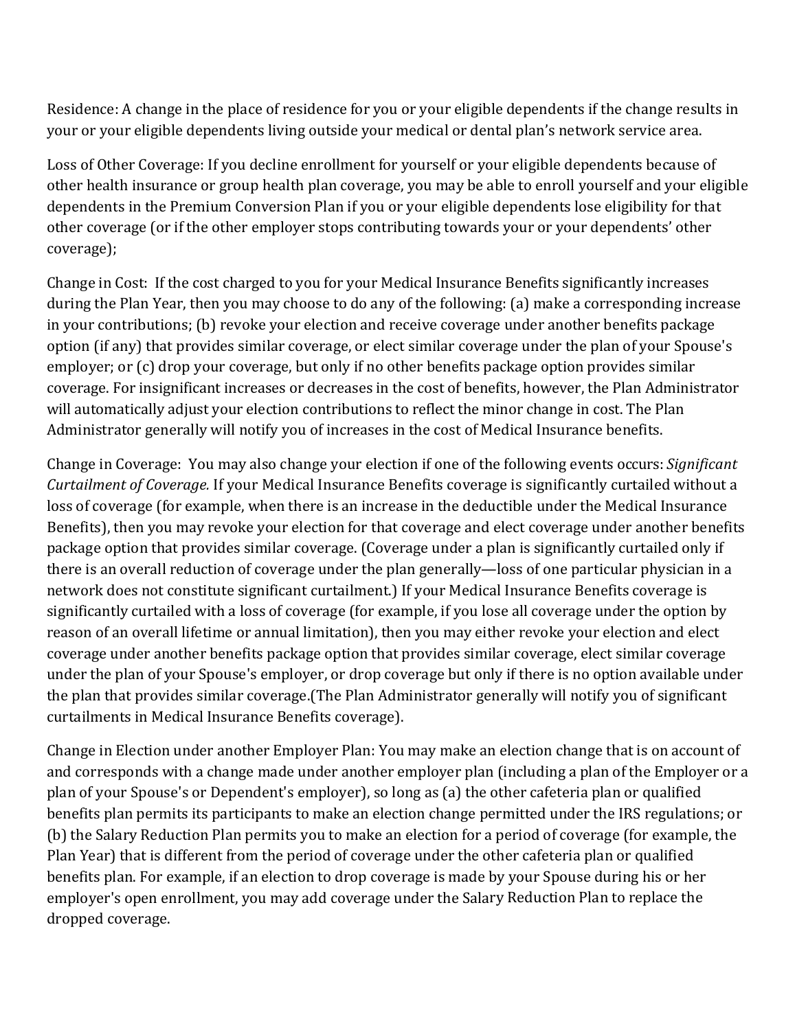Residence: A change in the place of residence for you or your eligible dependents if the change results in your or your eligible dependents living outside your medical or dental plan's network service area.

Loss of Other Coverage: If you decline enrollment for yourself or your eligible dependents because of other health insurance or group health plan coverage, you may be able to enroll yourself and your eligible dependents in the Premium Conversion Plan if you or your eligible dependents lose eligibility for that other coverage (or if the other employer stops contributing towards your or your dependents' other coverage);

Change in Cost: If the cost charged to you for your Medical Insurance Benefits significantly increases during the Plan Year, then you may choose to do any of the following: (a) make a corresponding increase in your contributions; (b) revoke your election and receive coverage under another benefits package option (if any) that provides similar coverage, or elect similar coverage under the plan of your Spouse's employer; or (c) drop your coverage, but only if no other benefits package option provides similar coverage. For insignificant increases or decreases in the cost of benefits, however, the Plan Administrator will automatically adjust your election contributions to reflect the minor change in cost. The Plan Administrator generally will notify you of increases in the cost of Medical Insurance benefits.

Change in Coverage: You may also change your election if one of the following events occurs: *Significant Curtailment of Coverage.* If your Medical Insurance Benefits coverage is significantly curtailed without a loss of coverage (for example, when there is an increase in the deductible under the Medical Insurance Benefits), then you may revoke your election for that coverage and elect coverage under another benefits package option that provides similar coverage. (Coverage under a plan is significantly curtailed only if there is an overall reduction of coverage under the plan generally—loss of one particular physician in a network does not constitute significant curtailment.) If your Medical Insurance Benefits coverage is significantly curtailed with a loss of coverage (for example, if you lose all coverage under the option by reason of an overall lifetime or annual limitation), then you may either revoke your election and elect coverage under another benefits package option that provides similar coverage, elect similar coverage under the plan of your Spouse's employer, or drop coverage but only if there is no option available under the plan that provides similar coverage.(The Plan Administrator generally will notify you of significant curtailments in Medical Insurance Benefits coverage).

Change in Election under another Employer Plan: You may make an election change that is on account of and corresponds with a change made under another employer plan (including a plan of the Employer or a plan of your Spouse's or Dependent's employer), so long as (a) the other cafeteria plan or qualified benefits plan permits its participants to make an election change permitted under the IRS regulations; or (b) the Salary Reduction Plan permits you to make an election for a period of coverage (for example, the Plan Year) that is different from the period of coverage under the other cafeteria plan or qualified benefits plan. For example, if an election to drop coverage is made by your Spouse during his or her employer's open enrollment, you may add coverage under the Salary Reduction Plan to replace the dropped coverage.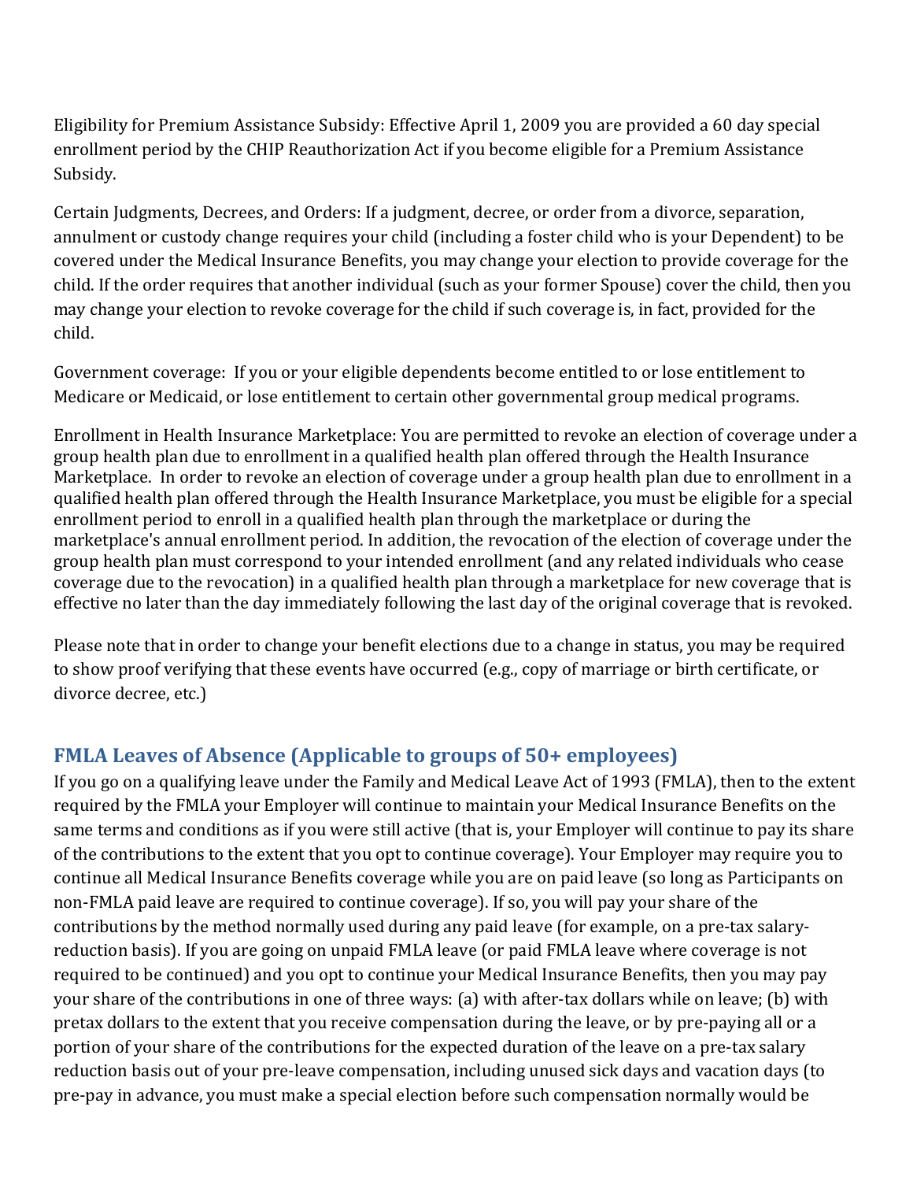Eligibility for Premium Assistance Subsidy: Effective April 1, 2009 you are provided a 60 day special enrollment period by the CHIP Reauthorization Act if you become eligible for a Premium Assistance Subsidy.

Certain Judgments, Decrees, and Orders: If a judgment, decree, or order from a divorce, separation, annulment or custody change requires your child (including a foster child who is your Dependent) to be covered under the Medical Insurance Benefits, you may change your election to provide coverage for the child. If the order requires that another individual (such as your former Spouse) cover the child, then you may change your election to revoke coverage for the child if such coverage is, in fact, provided for the child.

Government coverage: If you or your eligible dependents become entitled to or lose entitlement to Medicare or Medicaid, or lose entitlement to certain other governmental group medical programs.

Enrollment in Health Insurance Marketplace: You are permitted to revoke an election of coverage under a group health plan due to enrollment in a qualified health plan offered through the Health Insurance Marketplace. In order to revoke an election of coverage under a group health plan due to enrollment in a qualified health plan offered through the Health Insurance Marketplace, you must be eligible for a special enrollment period to enroll in a qualified health plan through the marketplace or during the marketplace's annual enrollment period. In addition, the revocation of the election of coverage under the group health plan must correspond to your intended enrollment (and any related individuals who cease coverage due to the revocation) in a qualified health plan through a marketplace for new coverage that is effective no later than the day immediately following the last day of the original coverage that is revoked.

Please note that in order to change your benefit elections due to a change in status, you may be required to show proof verifying that these events have occurred (e.g., copy of marriage or birth certificate, or divorce decree, etc.)

## FMLA Leaves of Absence (Applicable to groups of 50+ employees)

If you go on a qualifying leave under the Family and Medical Leave Act of 1993 (FMLA), then to the extent required by the FMLA your Employer will continue to maintain your Medical Insurance Benefits on the same terms and conditions as if you were still active (that is, your Employer will continue to pay its share of the contributions to the extent that you opt to continue coverage). Your Employer may require you to continue all Medical Insurance Benefits coverage while you are on paid leave (so long as Participants on non-FMLA paid leave are required to continue coverage). If so, you will pay your share of the contributions by the method normally used during any paid leave (for example, on a pre-tax salary-reduction basis). If you are going on unpaid FMLA leave (or paid FMLA leave where coverage is not required to be continued) and you opt to continue your Medical Insurance Benefits, then you may pay your share of the contributions in one of three ways: (a) with after-tax dollars while on leave; (b) with pretax dollars to the extent that you receive compensation during the leave, or by pre-paying all or a portion of your share of the contributions for the expected duration of the leave on a pre-tax salary reduction basis out of your pre-leave compensation, including unused sick days and vacation days (to pre-pay in advance, you must make a special election before such compensation normally would be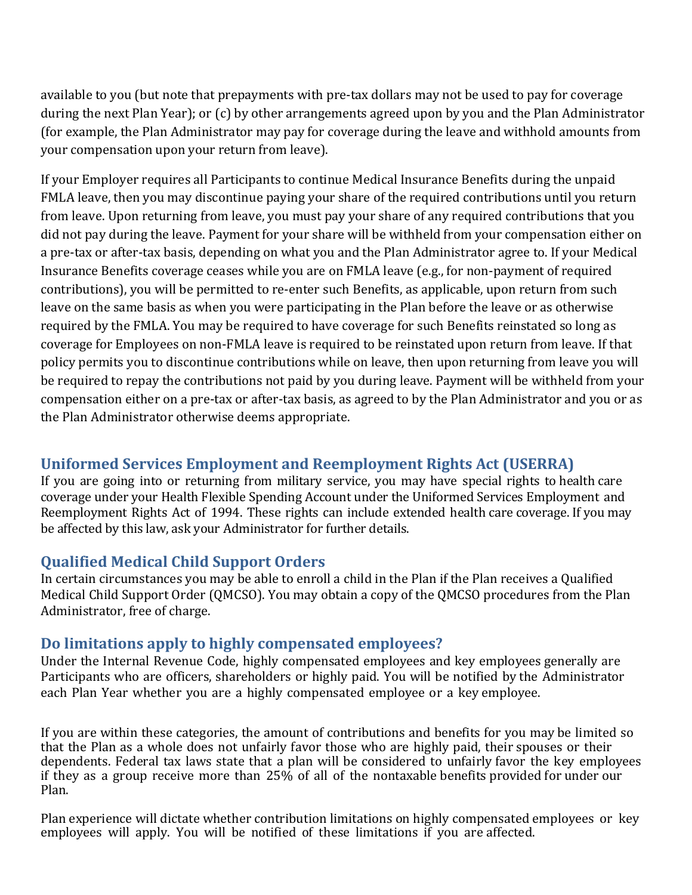available to you (but note that prepayments with pre-tax dollars may not be used to pay for coverage during the next Plan Year); or (c) by other arrangements agreed upon by you and the Plan Administrator (for example, the Plan Administrator may pay for coverage during the leave and withhold amounts from your compensation upon your return from leave).

If your Employer requires all Participants to continue Medical Insurance Benefits during the unpaid FMLA leave, then you may discontinue paying your share of the required contributions until you return from leave. Upon returning from leave, you must pay your share of any required contributions that you did not pay during the leave. Payment for your share will be withheld from your compensation either on a pre-tax or after-tax basis, depending on what you and the Plan Administrator agree to. If your Medical Insurance Benefits coverage ceases while you are on FMLA leave (e.g., for non-payment of required contributions), you will be permitted to re-enter such Benefits, as applicable, upon return from such leave on the same basis as when you were participating in the Plan before the leave or as otherwise required by the FMLA. You may be required to have coverage for such Benefits reinstated so long as coverage for Employees on non-FMLA leave is required to be reinstated upon return from leave. If that policy permits you to discontinue contributions while on leave, then upon returning from leave you will be required to repay the contributions not paid by you during leave. Payment will be withheld from your compensation either on a pre-tax or after-tax basis, as agreed to by the Plan Administrator and you or as the Plan Administrator otherwise deems appropriate.

## Uniformed Services Employment and Reemployment Rights Act (USERRA)

If you are going into or returning from military service, you may have special rights to health care coverage under your Health Flexible Spending Account under the Uniformed Services Employment and Reemployment Rights Act of 1994. These rights can include extended health care coverage. If you may be affected by this law, ask your Administrator for further details.

## Qualified Medical Child Support Orders

In certain circumstances you may be able to enroll a child in the Plan if the Plan receives a Qualified Medical Child Support Order (QMCSO). You may obtain a copy of the QMCSO procedures from the Plan Administrator, free of charge.

## Do limitations apply to highly compensated employees?

Under the Internal Revenue Code, highly compensated employees and key employees generally are Participants who are officers, shareholders or highly paid. You will be notified by the Administrator each Plan Year whether you are a highly compensated employee or a key employee.

If you are within these categories, the amount of contributions and benefits for you may be limited so that the Plan as a whole does not unfairly favor those who are highly paid, their spouses or their dependents. Federal tax laws state that a plan will be considered to unfairly favor the key employees if they as a group receive more than 25% of all of the nontaxable benefits provided for under our Plan.

Plan experience will dictate whether contribution limitations on highly compensated employees or key employees will apply. You will be notified of these limitations if you are affected.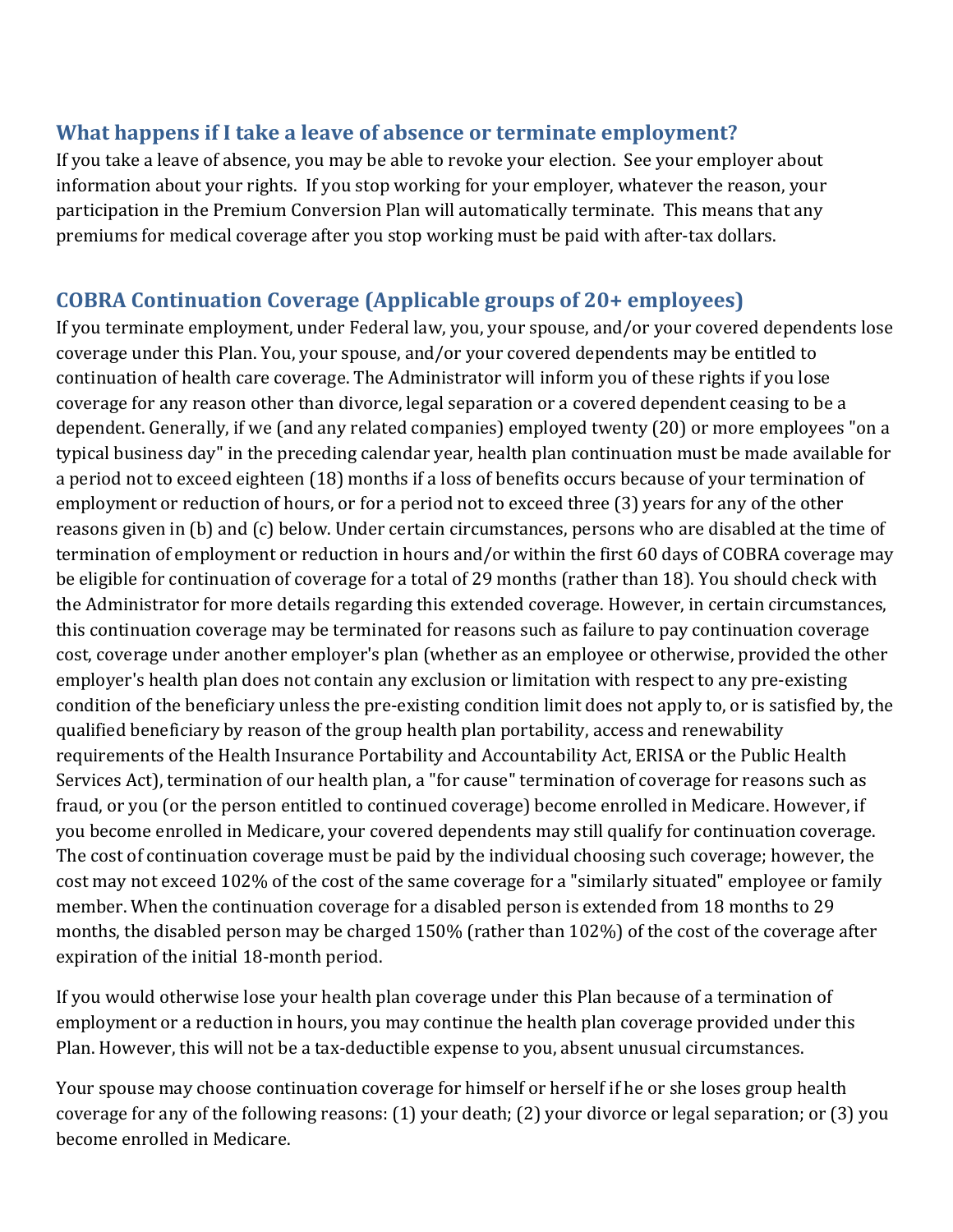## What happens if I take a leave of absence or terminate employment?

If you take a leave of absence, you may be able to revoke your election. See your employer about information about your rights. If you stop working for your employer, whatever the reason, your participation in the Premium Conversion Plan will automatically terminate. This means that any premiums for medical coverage after you stop working must be paid with after-tax dollars.

## COBRA Continuation Coverage (Applicable groups of 20+ employees)

If you terminate employment, under Federal law, you, your spouse, and/or your covered dependents lose coverage under this Plan. You, your spouse, and/or your covered dependents may be entitled to continuation of health care coverage. The Administrator will inform you of these rights if you lose coverage for any reason other than divorce, legal separation or a covered dependent ceasing to be a dependent. Generally, if we (and any related companies) employed twenty (20) or more employees "on a typical business day" in the preceding calendar year, health plan continuation must be made available for a period not to exceed eighteen (18) months if a loss of benefits occurs because of your termination of employment or reduction of hours, or for a period not to exceed three (3) years for any of the other reasons given in (b) and (c) below. Under certain circumstances, persons who are disabled at the time of termination of employment or reduction in hours and/or within the first 60 days of COBRA coverage may be eligible for continuation of coverage for a total of 29 months (rather than 18). You should check with the Administrator for more details regarding this extended coverage. However, in certain circumstances, this continuation coverage may be terminated for reasons such as failure to pay continuation coverage cost, coverage under another employer's plan (whether as an employee or otherwise, provided the other employer's health plan does not contain any exclusion or limitation with respect to any pre-existing condition of the beneficiary unless the pre-existing condition limit does not apply to, or is satisfied by, the qualified beneficiary by reason of the group health plan portability, access and renewability requirements of the Health Insurance Portability and Accountability Act, ERISA or the Public Health Services Act), termination of our health plan, a "for cause" termination of coverage for reasons such as fraud, or you (or the person entitled to continued coverage) become enrolled in Medicare. However, if you become enrolled in Medicare, your covered dependents may still qualify for continuation coverage. The cost of continuation coverage must be paid by the individual choosing such coverage; however, the cost may not exceed 102% of the cost of the same coverage for a "similarly situated" employee or family member. When the continuation coverage for a disabled person is extended from 18 months to 29 months, the disabled person may be charged 150% (rather than 102%) of the cost of the coverage after expiration of the initial 18-month period.

If you would otherwise lose your health plan coverage under this Plan because of a termination of employment or a reduction in hours, you may continue the health plan coverage provided under this Plan. However, this will not be a tax-deductible expense to you, absent unusual circumstances.

Your spouse may choose continuation coverage for himself or herself if he or she loses group health coverage for any of the following reasons: (1) your death; (2) your divorce or legal separation; or (3) you become enrolled in Medicare.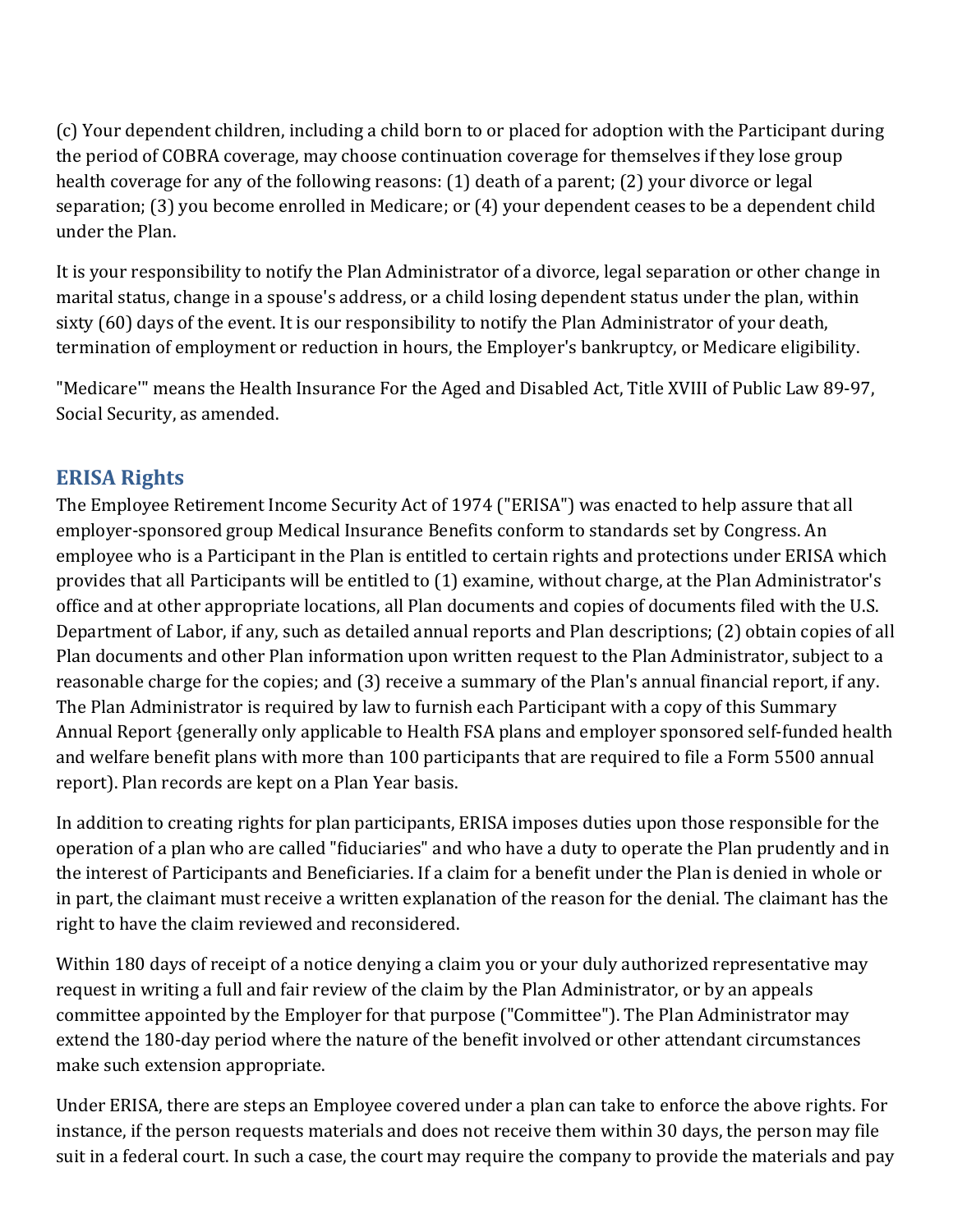(c) Your dependent children, including a child born to or placed for adoption with the Participant during the period of COBRA coverage, may choose continuation coverage for themselves if they lose group health coverage for any of the following reasons: (1) death of a parent; (2) your divorce or legal separation; (3) you become enrolled in Medicare; or (4) your dependent ceases to be a dependent child under the Plan.

It is your responsibility to notify the Plan Administrator of a divorce, legal separation or other change in marital status, change in a spouse's address, or a child losing dependent status under the plan, within sixty (60) days of the event. It is our responsibility to notify the Plan Administrator of your death, termination of employment or reduction in hours, the Employer's bankruptcy, or Medicare eligibility.

"Medicare'" means the Health Insurance For the Aged and Disabled Act, Title XVIII of Public Law 89-97, Social Security, as amended.

## ERISA Rights

The Employee Retirement Income Security Act of 1974 ("ERISA") was enacted to help assure that all employer-sponsored group Medical Insurance Benefits conform to standards set by Congress. An employee who is a Participant in the Plan is entitled to certain rights and protections under ERISA which provides that all Participants will be entitled to (1) examine, without charge, at the Plan Administrator's office and at other appropriate locations, all Plan documents and copies of documents filed with the U.S. Department of Labor, if any, such as detailed annual reports and Plan descriptions; (2) obtain copies of all Plan documents and other Plan information upon written request to the Plan Administrator, subject to a reasonable charge for the copies; and (3) receive a summary of the Plan's annual financial report, if any. The Plan Administrator is required by law to furnish each Participant with a copy of this Summary Annual Report {generally only applicable to Health FSA plans and employer sponsored self-funded health and welfare benefit plans with more than 100 participants that are required to file a Form 5500 annual report). Plan records are kept on a Plan Year basis.

In addition to creating rights for plan participants, ERISA imposes duties upon those responsible for the operation of a plan who are called "fiduciaries" and who have a duty to operate the Plan prudently and in the interest of Participants and Beneficiaries. If a claim for a benefit under the Plan is denied in whole or in part, the claimant must receive a written explanation of the reason for the denial. The claimant has the right to have the claim reviewed and reconsidered.

Within 180 days of receipt of a notice denying a claim you or your duly authorized representative may request in writing a full and fair review of the claim by the Plan Administrator, or by an appeals committee appointed by the Employer for that purpose ("Committee"). The Plan Administrator may extend the 180-day period where the nature of the benefit involved or other attendant circumstances make such extension appropriate.

Under ERISA, there are steps an Employee covered under a plan can take to enforce the above rights. For instance, if the person requests materials and does not receive them within 30 days, the person may file suit in a federal court. In such a case, the court may require the company to provide the materials and pay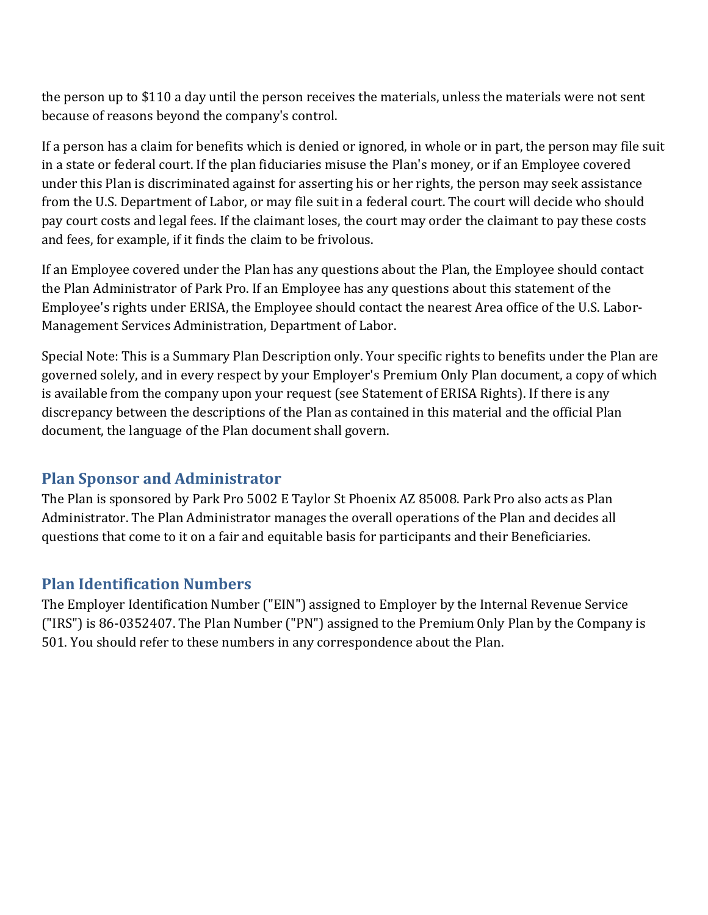the person up to $110 a day until the person receives the materials, unless the materials were not sent because of reasons beyond the company's control.

If a person has a claim for benefits which is denied or ignored, in whole or in part, the person may file suit in a state or federal court. If the plan fiduciaries misuse the Plan's money, or if an Employee covered under this Plan is discriminated against for asserting his or her rights, the person may seek assistance from the U.S. Department of Labor, or may file suit in a federal court. The court will decide who should pay court costs and legal fees. If the claimant loses, the court may order the claimant to pay these costs and fees, for example, if it finds the claim to be frivolous.

If an Employee covered under the Plan has any questions about the Plan, the Employee should contact the Plan Administrator of Park Pro. If an Employee has any questions about this statement of the Employee's rights under ERISA, the Employee should contact the nearest Area office of the U.S. Labor-Management Services Administration, Department of Labor.

Special Note: This is a Summary Plan Description only. Your specific rights to benefits under the Plan are governed solely, and in every respect by your Employer's Premium Only Plan document, a copy of which is available from the company upon your request (see Statement of ERISA Rights). If there is any discrepancy between the descriptions of the Plan as contained in this material and the official Plan document, the language of the Plan document shall govern.

## Plan Sponsor and Administrator

The Plan is sponsored by Park Pro 5002 E Taylor St Phoenix AZ 85008. Park Pro also acts as Plan Administrator. The Plan Administrator manages the overall operations of the Plan and decides all questions that come to it on a fair and equitable basis for participants and their Beneficiaries.

## Plan Identification Numbers

The Employer Identification Number ("EIN") assigned to Employer by the Internal Revenue Service ("IRS") is 86-0352407. The Plan Number ("PN") assigned to the Premium Only Plan by the Company is 501. You should refer to these numbers in any correspondence about the Plan.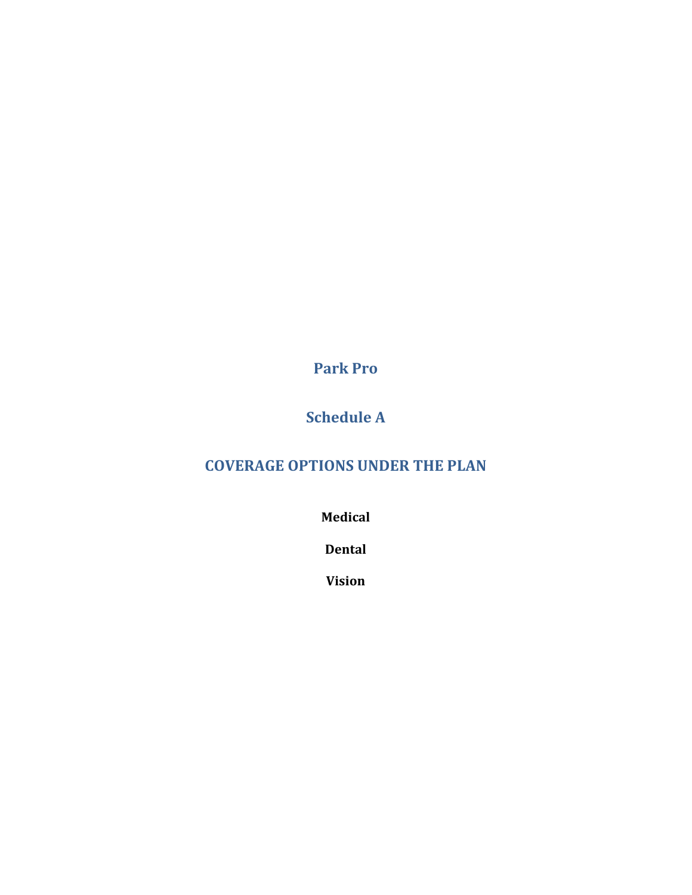# Park Pro

## Schedule A

## COVERAGE OPTIONS UNDER THE PLAN

**Medical**

**Dental**

**Vision**